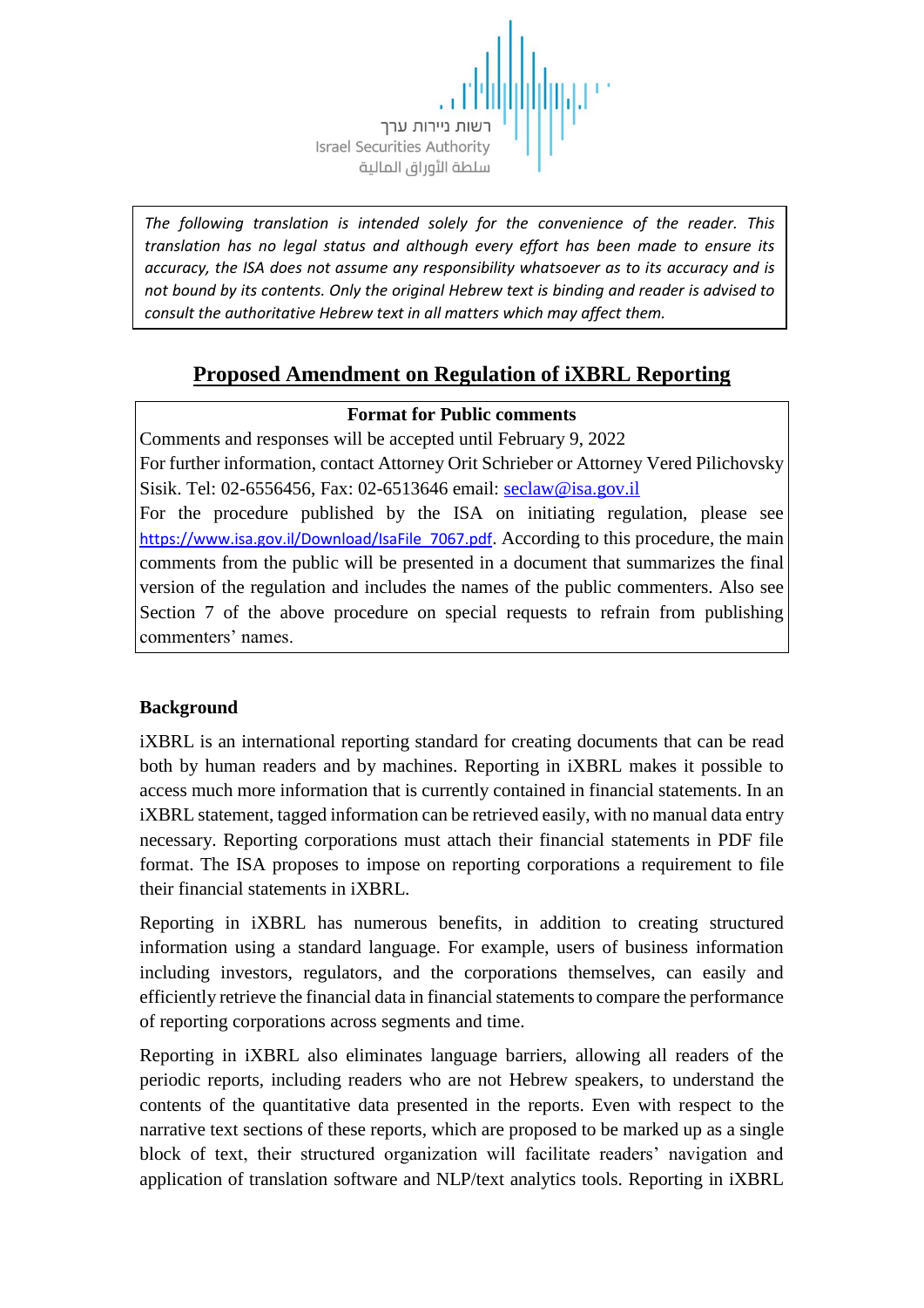רשות ניירות ערך
Israel Securities Authority
سلطة الأوراق المالية

*The following translation is intended solely for the convenience of the reader. This translation has no legal status and although every effort has been made to ensure its accuracy, the ISA does not assume any responsibility whatsoever as to its accuracy and is not bound by its contents. Only the original Hebrew text is binding and reader is advised to consult the authoritative Hebrew text in all matters which may affect them.*

# Proposed Amendment on Regulation of iXBRL Reporting

**Format for Public comments**

Comments and responses will be accepted until February 9, 2022

For further information, contact Attorney Orit Schrieber or Attorney Vered Pilichovsky Sisik. Tel: 02-6556456, Fax: 02-6513646 email: seclaw@isa.gov.il

For the procedure published by the ISA on initiating regulation, please see https://www.isa.gov.il/Download/IsaFile_7067.pdf. According to this procedure, the main comments from the public will be presented in a document that summarizes the final version of the regulation and includes the names of the public commenters. Also see Section 7 of the above procedure on special requests to refrain from publishing commenters' names.

## Background

iXBRL is an international reporting standard for creating documents that can be read both by human readers and by machines. Reporting in iXBRL makes it possible to access much more information that is currently contained in financial statements. In an iXBRL statement, tagged information can be retrieved easily, with no manual data entry necessary. Reporting corporations must attach their financial statements in PDF file format. The ISA proposes to impose on reporting corporations a requirement to file their financial statements in iXBRL.

Reporting in iXBRL has numerous benefits, in addition to creating structured information using a standard language. For example, users of business information including investors, regulators, and the corporations themselves, can easily and efficiently retrieve the financial data in financial statements to compare the performance of reporting corporations across segments and time.

Reporting in iXBRL also eliminates language barriers, allowing all readers of the periodic reports, including readers who are not Hebrew speakers, to understand the contents of the quantitative data presented in the reports. Even with respect to the narrative text sections of these reports, which are proposed to be marked up as a single block of text, their structured organization will facilitate readers' navigation and application of translation software and NLP/text analytics tools. Reporting in iXBRL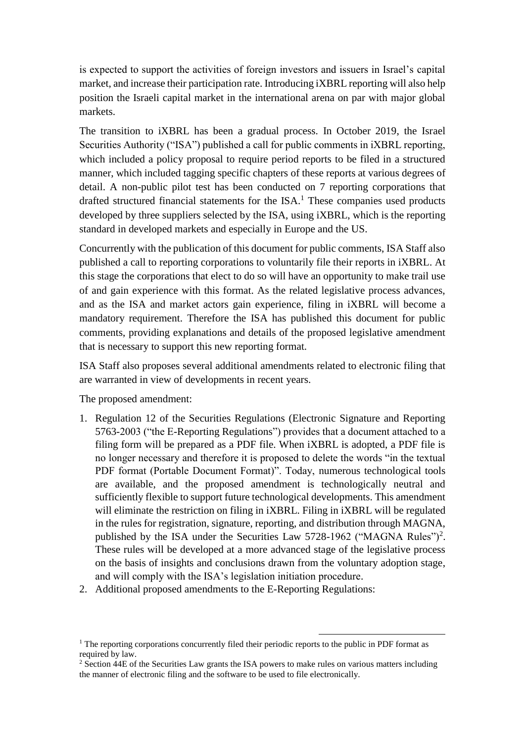is expected to support the activities of foreign investors and issuers in Israel's capital market, and increase their participation rate. Introducing iXBRL reporting will also help position the Israeli capital market in the international arena on par with major global markets.

The transition to iXBRL has been a gradual process. In October 2019, the Israel Securities Authority ("ISA") published a call for public comments in iXBRL reporting, which included a policy proposal to require period reports to be filed in a structured manner, which included tagging specific chapters of these reports at various degrees of detail. A non-public pilot test has been conducted on 7 reporting corporations that drafted structured financial statements for the ISA.[1] These companies used products developed by three suppliers selected by the ISA, using iXBRL, which is the reporting standard in developed markets and especially in Europe and the US.

Concurrently with the publication of this document for public comments, ISA Staff also published a call to reporting corporations to voluntarily file their reports in iXBRL. At this stage the corporations that elect to do so will have an opportunity to make trail use of and gain experience with this format. As the related legislative process advances, and as the ISA and market actors gain experience, filing in iXBRL will become a mandatory requirement. Therefore the ISA has published this document for public comments, providing explanations and details of the proposed legislative amendment that is necessary to support this new reporting format.

ISA Staff also proposes several additional amendments related to electronic filing that are warranted in view of developments in recent years.

The proposed amendment:

1. Regulation 12 of the Securities Regulations (Electronic Signature and Reporting 5763-2003 ("the E-Reporting Regulations") provides that a document attached to a filing form will be prepared as a PDF file. When iXBRL is adopted, a PDF file is no longer necessary and therefore it is proposed to delete the words "in the textual PDF format (Portable Document Format)". Today, numerous technological tools are available, and the proposed amendment is technologically neutral and sufficiently flexible to support future technological developments. This amendment will eliminate the restriction on filing in iXBRL. Filing in iXBRL will be regulated in the rules for registration, signature, reporting, and distribution through MAGNA, published by the ISA under the Securities Law 5728-1962 ("MAGNA Rules")[2]. These rules will be developed at a more advanced stage of the legislative process on the basis of insights and conclusions drawn from the voluntary adoption stage, and will comply with the ISA's legislation initiation procedure.
2. Additional proposed amendments to the E-Reporting Regulations:

---

[1] The reporting corporations concurrently filed their periodic reports to the public in PDF format as required by law.

[2] Section 44E of the Securities Law grants the ISA powers to make rules on various matters including the manner of electronic filing and the software to be used to file electronically.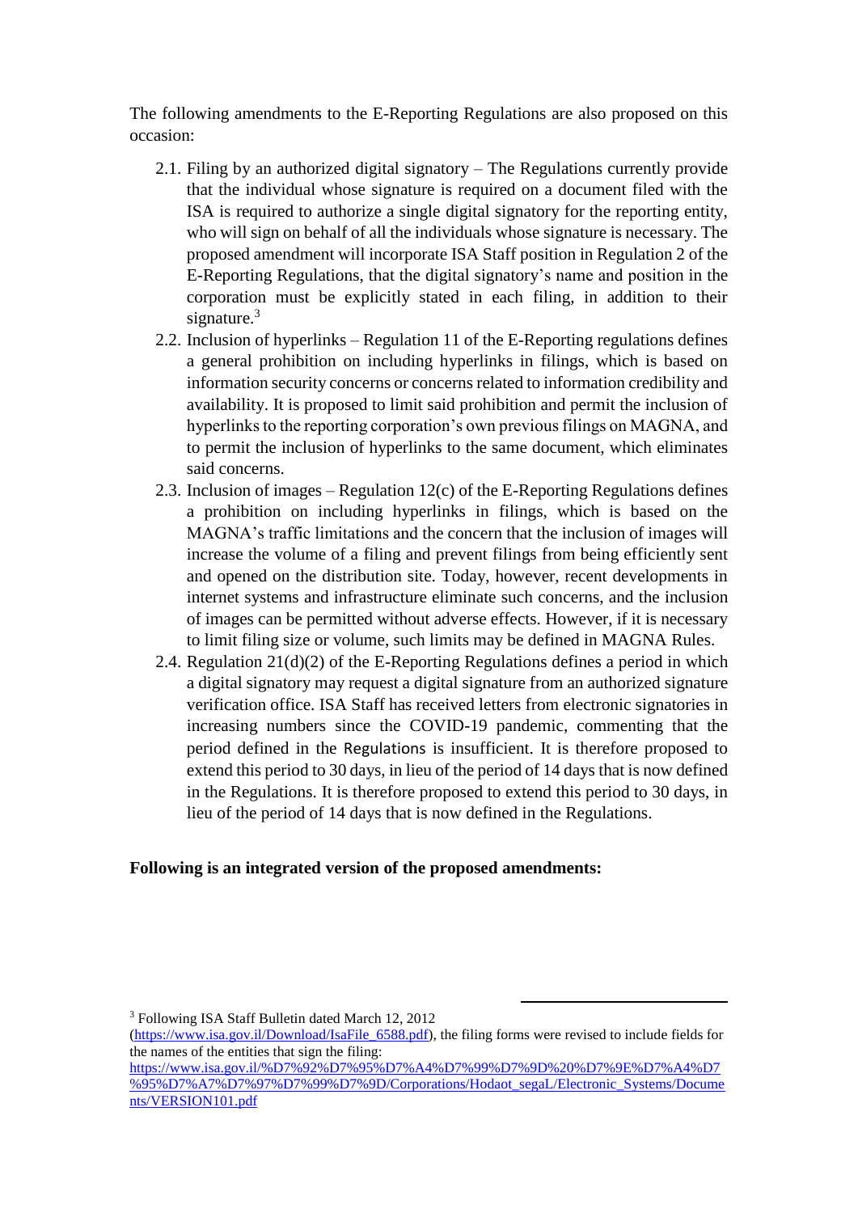The following amendments to the E-Reporting Regulations are also proposed on this occasion:

2.1. Filing by an authorized digital signatory – The Regulations currently provide that the individual whose signature is required on a document filed with the ISA is required to authorize a single digital signatory for the reporting entity, who will sign on behalf of all the individuals whose signature is necessary. The proposed amendment will incorporate ISA Staff position in Regulation 2 of the E-Reporting Regulations, that the digital signatory's name and position in the corporation must be explicitly stated in each filing, in addition to their signature.[3]

2.2. Inclusion of hyperlinks – Regulation 11 of the E-Reporting regulations defines a general prohibition on including hyperlinks in filings, which is based on information security concerns or concerns related to information credibility and availability. It is proposed to limit said prohibition and permit the inclusion of hyperlinks to the reporting corporation's own previous filings on MAGNA, and to permit the inclusion of hyperlinks to the same document, which eliminates said concerns.

2.3. Inclusion of images – Regulation 12(c) of the E-Reporting Regulations defines a prohibition on including hyperlinks in filings, which is based on the MAGNA's traffic limitations and the concern that the inclusion of images will increase the volume of a filing and prevent filings from being efficiently sent and opened on the distribution site. Today, however, recent developments in internet systems and infrastructure eliminate such concerns, and the inclusion of images can be permitted without adverse effects. However, if it is necessary to limit filing size or volume, such limits may be defined in MAGNA Rules.

2.4. Regulation 21(d)(2) of the E-Reporting Regulations defines a period in which a digital signatory may request a digital signature from an authorized signature verification office. ISA Staff has received letters from electronic signatories in increasing numbers since the COVID-19 pandemic, commenting that the period defined in the Regulations is insufficient. It is therefore proposed to extend this period to 30 days, in lieu of the period of 14 days that is now defined in the Regulations. It is therefore proposed to extend this period to 30 days, in lieu of the period of 14 days that is now defined in the Regulations.

**Following is an integrated version of the proposed amendments:**

---

[3] Following ISA Staff Bulletin dated March 12, 2012 (https://www.isa.gov.il/Download/IsaFile_6588.pdf), the filing forms were revised to include fields for the names of the entities that sign the filing: https://www.isa.gov.il/%D7%92%D7%95%D7%A4%D7%99%D7%9D%20%D7%9E%D7%A4%D7%95%D7%A7%D7%97%D7%99%D7%9D/Corporations/Hodaot_segaL/Electronic_Systems/Documents/VERSION101.pdf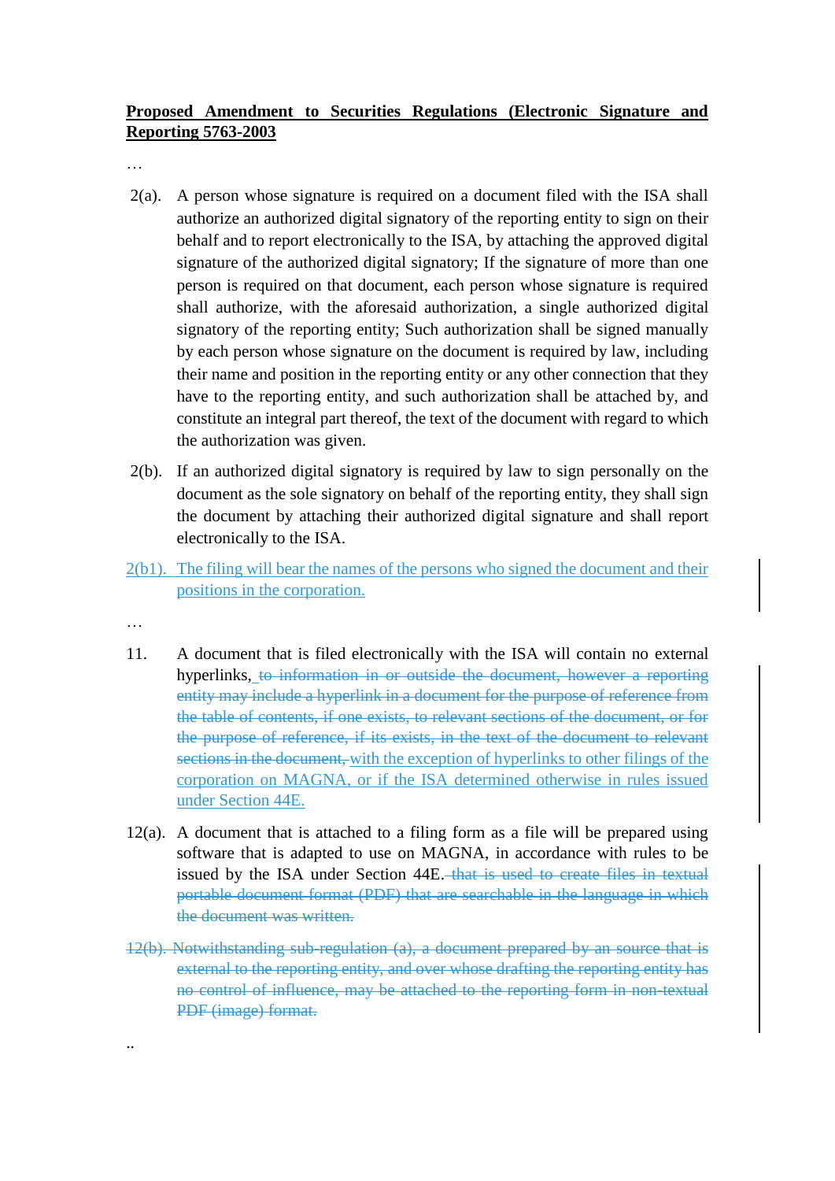**Proposed Amendment to Securities Regulations (Electronic Signature and Reporting 5763-2003**

…

2(a). A person whose signature is required on a document filed with the ISA shall authorize an authorized digital signatory of the reporting entity to sign on their behalf and to report electronically to the ISA, by attaching the approved digital signature of the authorized digital signatory; If the signature of more than one person is required on that document, each person whose signature is required shall authorize, with the aforesaid authorization, a single authorized digital signatory of the reporting entity; Such authorization shall be signed manually by each person whose signature on the document is required by law, including their name and position in the reporting entity or any other connection that they have to the reporting entity, and such authorization shall be attached by, and constitute an integral part thereof, the text of the document with regard to which the authorization was given.

2(b). If an authorized digital signatory is required by law to sign personally on the document as the sole signatory on behalf of the reporting entity, they shall sign the document by attaching their authorized digital signature and shall report electronically to the ISA.

<ins>2(b1). The filing will bear the names of the persons who signed the document and their positions in the corporation.</ins>

…

11. A document that is filed electronically with the ISA will contain no external hyperlinks, ~~to information in or outside the document, however a reporting entity may include a hyperlink in a document for the purpose of reference from the table of contents, if one exists, to relevant sections of the document, or for the purpose of reference, if its exists, in the text of the document to relevant sections in the document,~~ <ins>with the exception of hyperlinks to other filings of the corporation on MAGNA, or if the ISA determined otherwise in rules issued under Section 44E.</ins>

12(a). A document that is attached to a filing form as a file will be prepared using software that is adapted to use on MAGNA, in accordance with rules to be issued by the ISA under Section 44E. ~~that is used to create files in textual portable document format (PDF) that are searchable in the language in which the document was written.~~

~~12(b). Notwithstanding sub-regulation (a), a document prepared by an source that is external to the reporting entity, and over whose drafting the reporting entity has no control of influence, may be attached to the reporting form in non-textual PDF (image) format.~~

..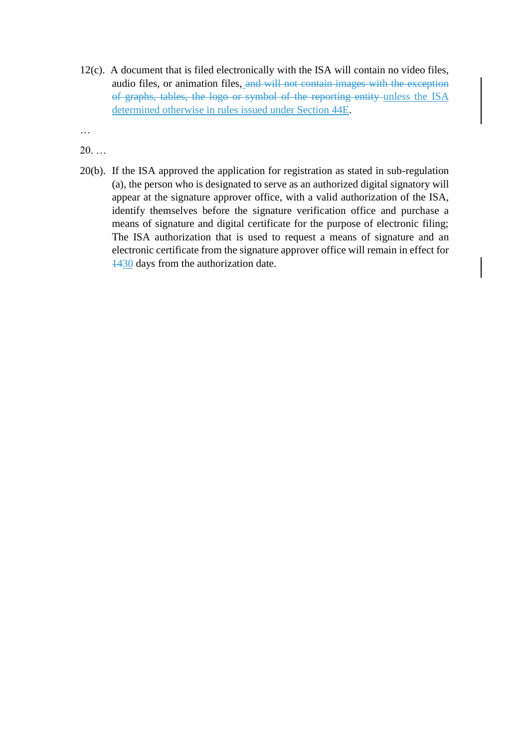12(c). A document that is filed electronically with the ISA will contain no video files, audio files, or animation files, ~~and will not contain images with the exception of graphs, tables, the logo or symbol of the reporting entity~~ unless the ISA determined otherwise in rules issued under Section 44E.

…

20. …

20(b). If the ISA approved the application for registration as stated in sub-regulation (a), the person who is designated to serve as an authorized digital signatory will appear at the signature approver office, with a valid authorization of the ISA, identify themselves before the signature verification office and purchase a means of signature and digital certificate for the purpose of electronic filing; The ISA authorization that is used to request a means of signature and an electronic certificate from the signature approver office will remain in effect for ~~14~~30 days from the authorization date.